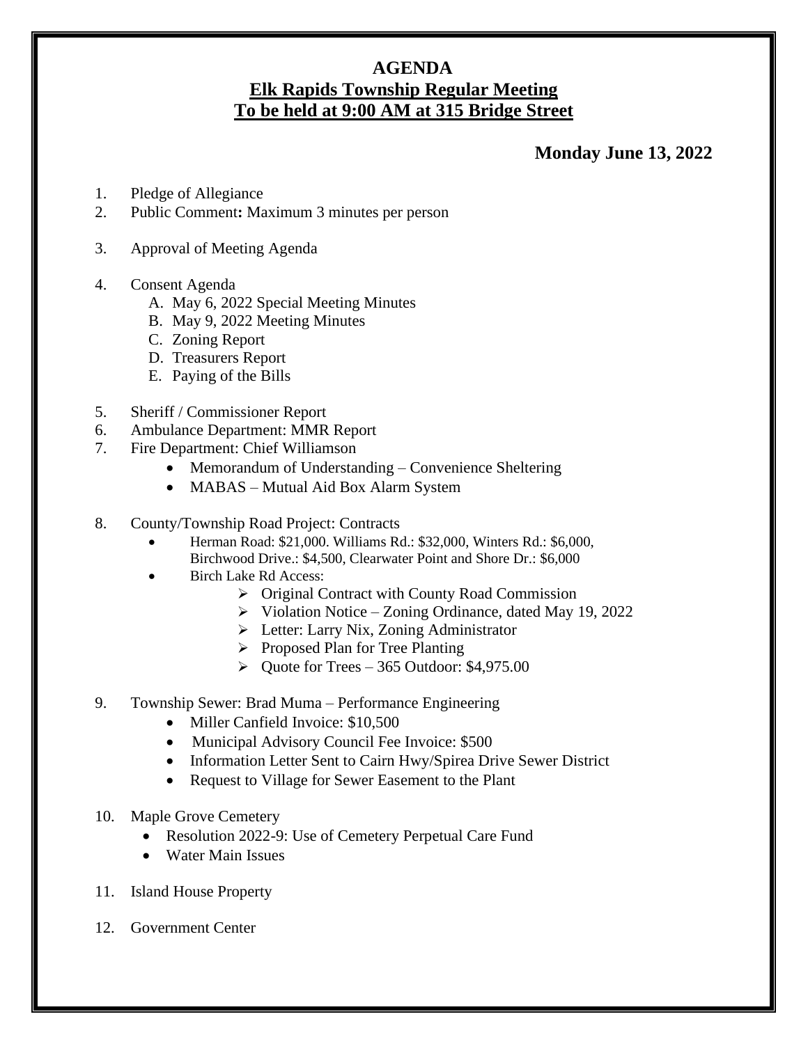# AGENDA

## Elk Rapids Township Regular Meeting

## To be held at 9:00 AM at 315 Bridge Street

**Monday June 13, 2022**

1. Pledge of Allegiance
2. Public Comment**:** Maximum 3 minutes per person

3. Approval of Meeting Agenda

4. Consent Agenda
   - A. May 6, 2022 Special Meeting Minutes
   - B. May 9, 2022 Meeting Minutes
   - C. Zoning Report
   - D. Treasurers Report
   - E. Paying of the Bills

5. Sheriff / Commissioner Report
6. Ambulance Department: MMR Report
7. Fire Department: Chief Williamson
   - Memorandum of Understanding – Convenience Sheltering
   - MABAS – Mutual Aid Box Alarm System

8. County/Township Road Project: Contracts
   - Herman Road: $21,000. Williams Rd.: $32,000, Winters Rd.: $6,000, Birchwood Drive.: $4,500, Clearwater Point and Shore Dr.: $6,000
   - Birch Lake Rd Access:
     - Original Contract with County Road Commission
     - Violation Notice – Zoning Ordinance, dated May 19, 2022
     - Letter: Larry Nix, Zoning Administrator
     - Proposed Plan for Tree Planting
     - Quote for Trees – 365 Outdoor: $4,975.00

9. Township Sewer: Brad Muma – Performance Engineering
   - Miller Canfield Invoice: $10,500
   - Municipal Advisory Council Fee Invoice: $500
   - Information Letter Sent to Cairn Hwy/Spirea Drive Sewer District
   - Request to Village for Sewer Easement to the Plant

10. Maple Grove Cemetery
    - Resolution 2022-9: Use of Cemetery Perpetual Care Fund
    - Water Main Issues

11. Island House Property

12. Government Center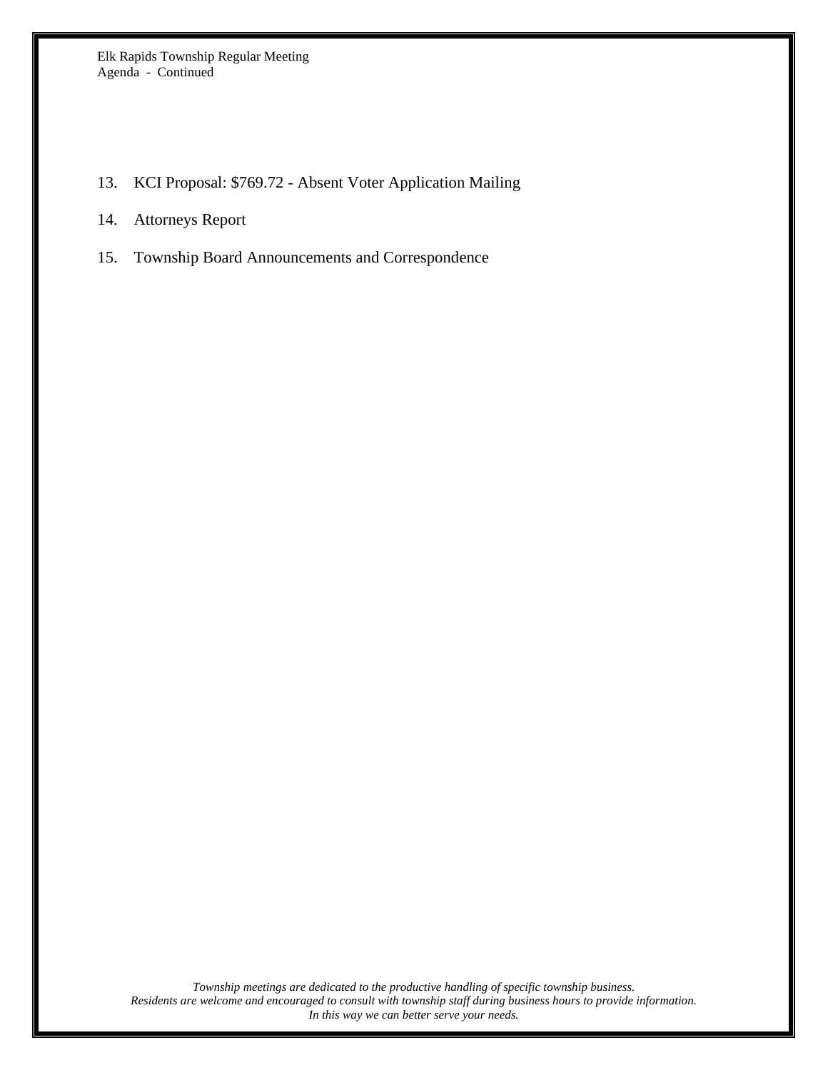13. KCI Proposal: $769.72 - Absent Voter Application Mailing
14. Attorneys Report
15. Township Board Announcements and Correspondence

*Township meetings are dedicated to the productive handling of specific township business.*
*Residents are welcome and encouraged to consult with township staff during business hours to provide information.*
*In this way we can better serve your needs.*